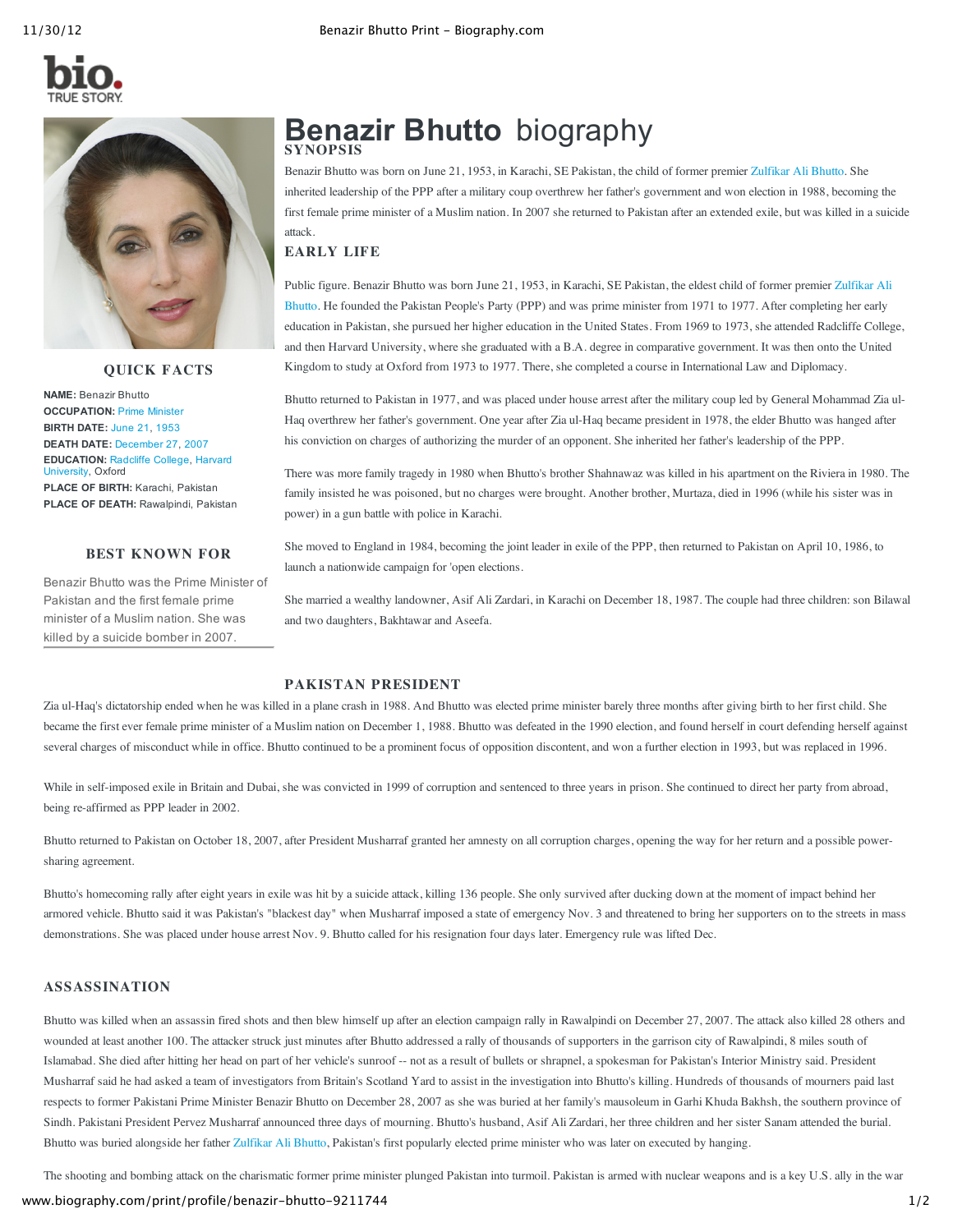bio. TRUE STORY.

# Benazir Bhutto biography

## SYNOPSIS

Benazir Bhutto was born on June 21, 1953, in Karachi, SE Pakistan, the child of former premier Zulfikar Ali Bhutto. She inherited leadership of the PPP after a military coup overthrew her father's government and won election in 1988, becoming the first female prime minister of a Muslim nation. In 2007 she returned to Pakistan after an extended exile, but was killed in a suicide attack.

### QUICK FACTS

**NAME:** Benazir Bhutto
**OCCUPATION:** Prime Minister
**BIRTH DATE:** June 21, 1953
**DEATH DATE:** December 27, 2007
**EDUCATION:** Radcliffe College, Harvard University, Oxford
**PLACE OF BIRTH:** Karachi, Pakistan
**PLACE OF DEATH:** Rawalpindi, Pakistan

### BEST KNOWN FOR

Benazir Bhutto was the Prime Minister of Pakistan and the first female prime minister of a Muslim nation. She was killed by a suicide bomber in 2007.

## EARLY LIFE

Public figure. Benazir Bhutto was born June 21, 1953, in Karachi, SE Pakistan, the eldest child of former premier Zulfikar Ali Bhutto. He founded the Pakistan People's Party (PPP) and was prime minister from 1971 to 1977. After completing her early education in Pakistan, she pursued her higher education in the United States. From 1969 to 1973, she attended Radcliffe College, and then Harvard University, where she graduated with a B.A. degree in comparative government. It was then onto the United Kingdom to study at Oxford from 1973 to 1977. There, she completed a course in International Law and Diplomacy.

Bhutto returned to Pakistan in 1977, and was placed under house arrest after the military coup led by General Mohammad Zia ul-Haq overthrew her father's government. One year after Zia ul-Haq became president in 1978, the elder Bhutto was hanged after his conviction on charges of authorizing the murder of an opponent. She inherited her father's leadership of the PPP.

There was more family tragedy in 1980 when Bhutto's brother Shahnawaz was killed in his apartment on the Riviera in 1980. The family insisted he was poisoned, but no charges were brought. Another brother, Murtaza, died in 1996 (while his sister was in power) in a gun battle with police in Karachi.

She moved to England in 1984, becoming the joint leader in exile of the PPP, then returned to Pakistan on April 10, 1986, to launch a nationwide campaign for 'open elections.

She married a wealthy landowner, Asif Ali Zardari, in Karachi on December 18, 1987. The couple had three children: son Bilawal and two daughters, Bakhtawar and Aseefa.

## PAKISTAN PRESIDENT

Zia ul-Haq's dictatorship ended when he was killed in a plane crash in 1988. And Bhutto was elected prime minister barely three months after giving birth to her first child. She became the first ever female prime minister of a Muslim nation on December 1, 1988. Bhutto was defeated in the 1990 election, and found herself in court defending herself against several charges of misconduct while in office. Bhutto continued to be a prominent focus of opposition discontent, and won a further election in 1993, but was replaced in 1996.

While in self-imposed exile in Britain and Dubai, she was convicted in 1999 of corruption and sentenced to three years in prison. She continued to direct her party from abroad, being re-affirmed as PPP leader in 2002.

Bhutto returned to Pakistan on October 18, 2007, after President Musharraf granted her amnesty on all corruption charges, opening the way for her return and a possible power-sharing agreement.

Bhutto's homecoming rally after eight years in exile was hit by a suicide attack, killing 136 people. She only survived after ducking down at the moment of impact behind her armored vehicle. Bhutto said it was Pakistan's "blackest day" when Musharraf imposed a state of emergency Nov. 3 and threatened to bring her supporters on to the streets in mass demonstrations. She was placed under house arrest Nov. 9. Bhutto called for his resignation four days later. Emergency rule was lifted Dec.

## ASSASSINATION

Bhutto was killed when an assassin fired shots and then blew himself up after an election campaign rally in Rawalpindi on December 27, 2007. The attack also killed 28 others and wounded at least another 100. The attacker struck just minutes after Bhutto addressed a rally of thousands of supporters in the garrison city of Rawalpindi, 8 miles south of Islamabad. She died after hitting her head on part of her vehicle's sunroof -- not as a result of bullets or shrapnel, a spokesman for Pakistan's Interior Ministry said. President Musharraf said he had asked a team of investigators from Britain's Scotland Yard to assist in the investigation into Bhutto's killing. Hundreds of thousands of mourners paid last respects to former Pakistani Prime Minister Benazir Bhutto on December 28, 2007 as she was buried at her family's mausoleum in Garhi Khuda Bakhsh, the southern province of Sindh. Pakistani President Pervez Musharraf announced three days of mourning. Bhutto's husband, Asif Ali Zardari, her three children and her sister Sanam attended the burial. Bhutto was buried alongside her father Zulfikar Ali Bhutto, Pakistan's first popularly elected prime minister who was later on executed by hanging.

The shooting and bombing attack on the charismatic former prime minister plunged Pakistan into turmoil. Pakistan is armed with nuclear weapons and is a key U.S. ally in the war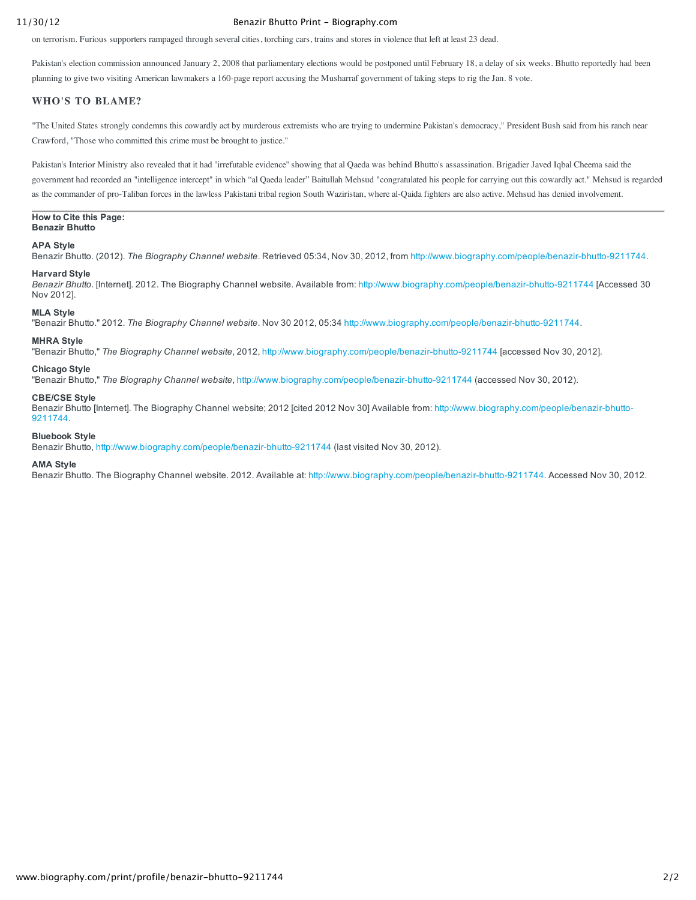on terrorism. Furious supporters rampaged through several cities, torching cars, trains and stores in violence that left at least 23 dead.

Pakistan's election commission announced January 2, 2008 that parliamentary elections would be postponed until February 18, a delay of six weeks. Bhutto reportedly had been planning to give two visiting American lawmakers a 160-page report accusing the Musharraf government of taking steps to rig the Jan. 8 vote.

## WHO'S TO BLAME?

"The United States strongly condemns this cowardly act by murderous extremists who are trying to undermine Pakistan's democracy," President Bush said from his ranch near Crawford, "Those who committed this crime must be brought to justice."

Pakistan's Interior Ministry also revealed that it had "irrefutable evidence" showing that al Qaeda was behind Bhutto's assassination. Brigadier Javed Iqbal Cheema said the government had recorded an "intelligence intercept" in which "al Qaeda leader" Baitullah Mehsud "congratulated his people for carrying out this cowardly act." Mehsud is regarded as the commander of pro-Taliban forces in the lawless Pakistani tribal region South Waziristan, where al-Qaida fighters are also active. Mehsud has denied involvement.

---

**How to Cite this Page:**
**Benazir Bhutto**

**APA Style**
Benazir Bhutto. (2012). *The Biography Channel website*. Retrieved 05:34, Nov 30, 2012, from http://www.biography.com/people/benazir-bhutto-9211744.

**Harvard Style**
*Benazir Bhutto*. [Internet]. 2012. The Biography Channel website. Available from: http://www.biography.com/people/benazir-bhutto-9211744 [Accessed 30 Nov 2012].

**MLA Style**
"Benazir Bhutto." 2012. *The Biography Channel website*. Nov 30 2012, 05:34 http://www.biography.com/people/benazir-bhutto-9211744.

**MHRA Style**
"Benazir Bhutto," *The Biography Channel website*, 2012, http://www.biography.com/people/benazir-bhutto-9211744 [accessed Nov 30, 2012].

**Chicago Style**
"Benazir Bhutto," *The Biography Channel website*, http://www.biography.com/people/benazir-bhutto-9211744 (accessed Nov 30, 2012).

**CBE/CSE Style**
Benazir Bhutto [Internet]. The Biography Channel website; 2012 [cited 2012 Nov 30] Available from: http://www.biography.com/people/benazir-bhutto-9211744.

**Bluebook Style**
Benazir Bhutto, http://www.biography.com/people/benazir-bhutto-9211744 (last visited Nov 30, 2012).

**AMA Style**
Benazir Bhutto. The Biography Channel website. 2012. Available at: http://www.biography.com/people/benazir-bhutto-9211744. Accessed Nov 30, 2012.